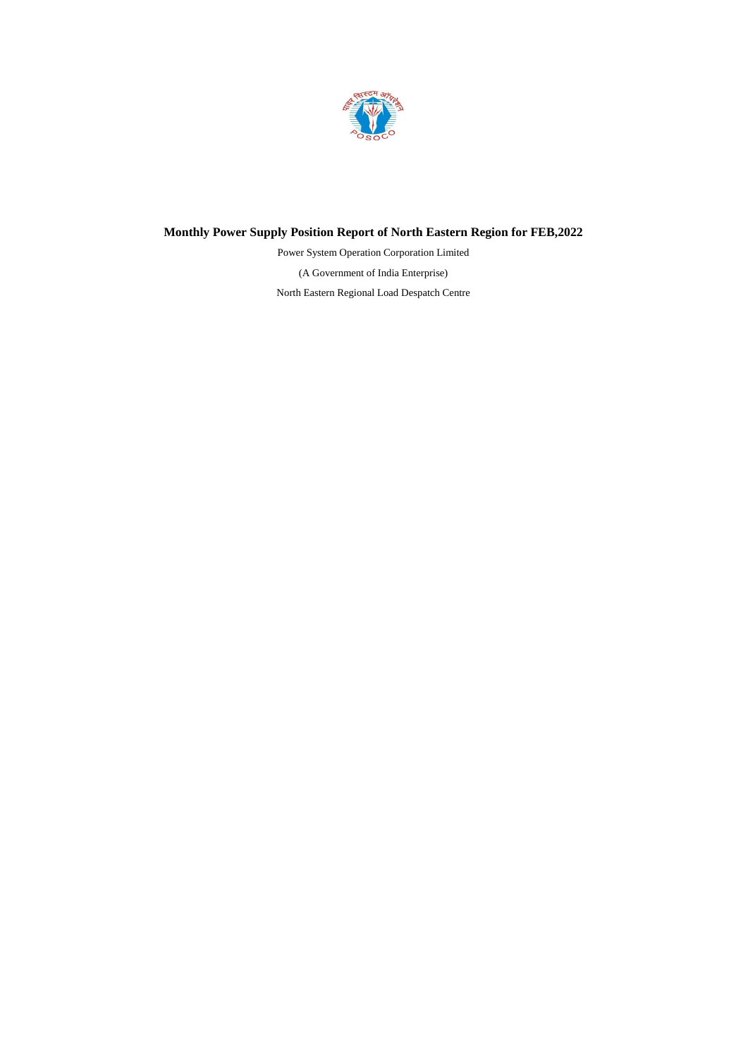# Monthly Power Supply Position Report of North Eastern Region for FEB,2022

Power System Operation Corporation Limited

(A Government of India Enterprise)

North Eastern Regional Load Despatch Centre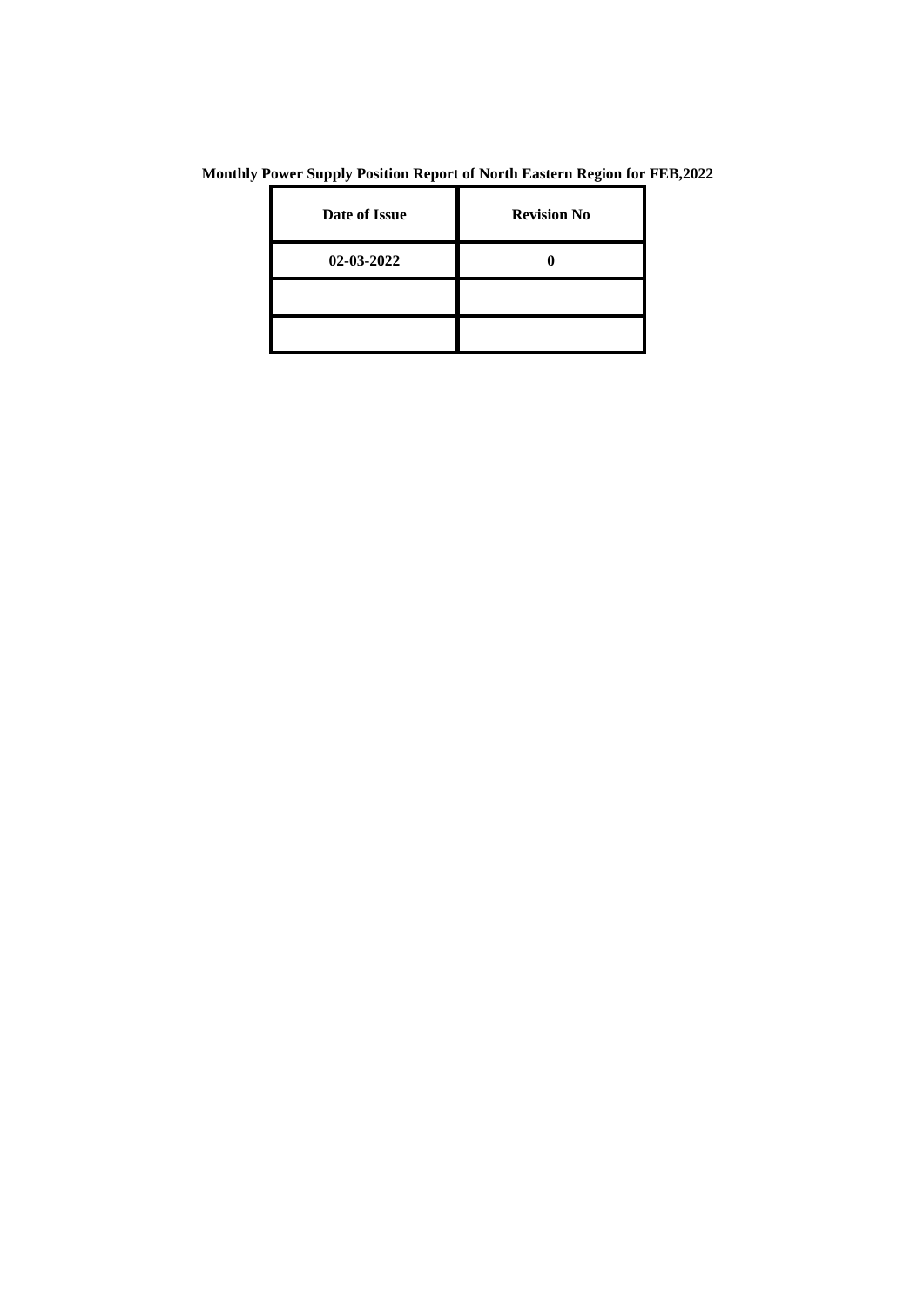**Monthly Power Supply Position Report of North Eastern Region for FEB,2022**

| Date of Issue | Revision No |
|---|---|
| 02-03-2022 | 0 |
| | |
| | |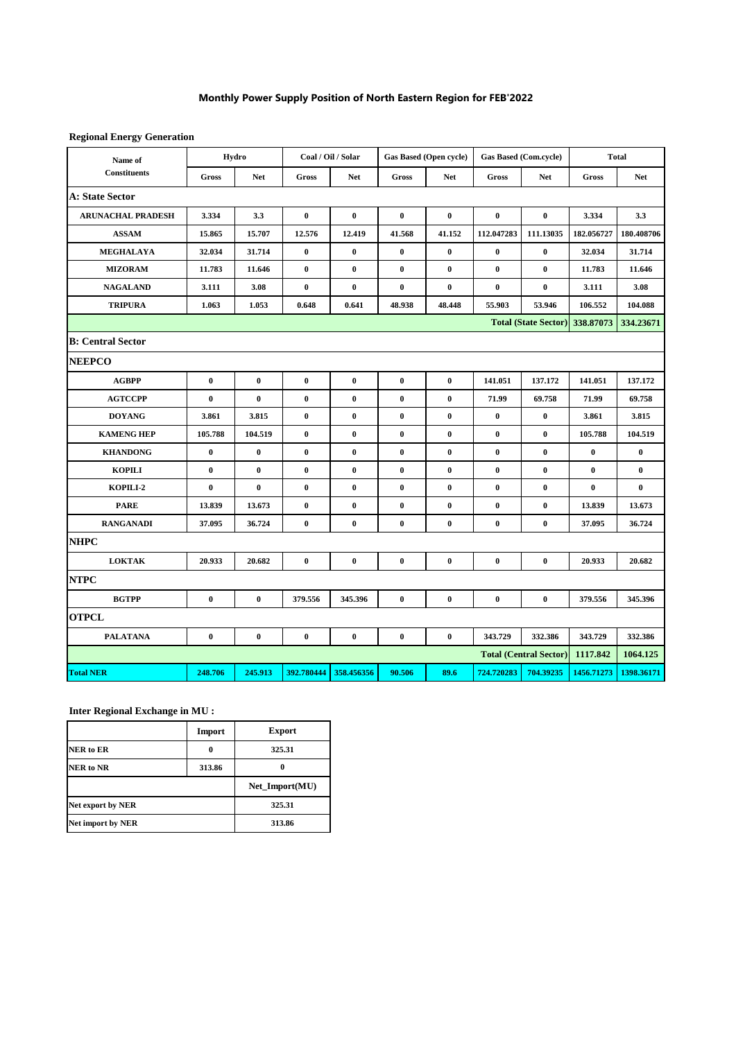# Monthly Power Supply Position of North Eastern Region for FEB'2022

**Regional Energy Generation**

| Name of Constituents | Hydro | | Coal / Oil / Solar | | Gas Based (Open cycle) | | Gas Based (Com.cycle) | | Total | |
|---|---|---|---|---|---|---|---|---|---|---|
| | Gross | Net | Gross | Net | Gross | Net | Gross | Net | Gross | Net |
| **A: State Sector** | | | | | | | | | | |
| ARUNACHAL PRADESH | 3.334 | 3.3 | 0 | 0 | 0 | 0 | 0 | 0 | 3.334 | 3.3 |
| ASSAM | 15.865 | 15.707 | 12.576 | 12.419 | 41.568 | 41.152 | 112.047283 | 111.13035 | 182.056727 | 180.408706 |
| MEGHALAYA | 32.034 | 31.714 | 0 | 0 | 0 | 0 | 0 | 0 | 32.034 | 31.714 |
| MIZORAM | 11.783 | 11.646 | 0 | 0 | 0 | 0 | 0 | 0 | 11.783 | 11.646 |
| NAGALAND | 3.111 | 3.08 | 0 | 0 | 0 | 0 | 0 | 0 | 3.111 | 3.08 |
| TRIPURA | 1.063 | 1.053 | 0.648 | 0.641 | 48.938 | 48.448 | 55.903 | 53.946 | 106.552 | 104.088 |
| | | | | | | | | Total (State Sector) | 338.87073 | 334.23671 |
| **B: Central Sector** | | | | | | | | | | |
| **NEEPCO** | | | | | | | | | | |
| AGBPP | 0 | 0 | 0 | 0 | 0 | 0 | 141.051 | 137.172 | 141.051 | 137.172 |
| AGTCCPP | 0 | 0 | 0 | 0 | 0 | 0 | 71.99 | 69.758 | 71.99 | 69.758 |
| DOYANG | 3.861 | 3.815 | 0 | 0 | 0 | 0 | 0 | 0 | 3.861 | 3.815 |
| KAMENG HEP | 105.788 | 104.519 | 0 | 0 | 0 | 0 | 0 | 0 | 105.788 | 104.519 |
| KHANDONG | 0 | 0 | 0 | 0 | 0 | 0 | 0 | 0 | 0 | 0 |
| KOPILI | 0 | 0 | 0 | 0 | 0 | 0 | 0 | 0 | 0 | 0 |
| KOPILI-2 | 0 | 0 | 0 | 0 | 0 | 0 | 0 | 0 | 0 | 0 |
| PARE | 13.839 | 13.673 | 0 | 0 | 0 | 0 | 0 | 0 | 13.839 | 13.673 |
| RANGANADI | 37.095 | 36.724 | 0 | 0 | 0 | 0 | 0 | 0 | 37.095 | 36.724 |
| **NHPC** | | | | | | | | | | |
| LOKTAK | 20.933 | 20.682 | 0 | 0 | 0 | 0 | 0 | 0 | 20.933 | 20.682 |
| **NTPC** | | | | | | | | | | |
| BGTPP | 0 | 0 | 379.556 | 345.396 | 0 | 0 | 0 | 0 | 379.556 | 345.396 |
| **OTPCL** | | | | | | | | | | |
| PALATANA | 0 | 0 | 0 | 0 | 0 | 0 | 343.729 | 332.386 | 343.729 | 332.386 |
| | | | | | | | | Total (Central Sector) | 1117.842 | 1064.125 |
| **Total NER** | 248.706 | 245.913 | 392.780444 | 358.456356 | 90.506 | 89.6 | 724.720283 | 704.39235 | 1456.71273 | 1398.36171 |

**Inter Regional Exchange in MU :**

| | Import | Export |
|---|---|---|
| NER to ER | 0 | 325.31 |
| NER to NR | 313.86 | 0 |
| | | Net_Import(MU) |
| Net export by NER | | 325.31 |
| Net import by NER | | 313.86 |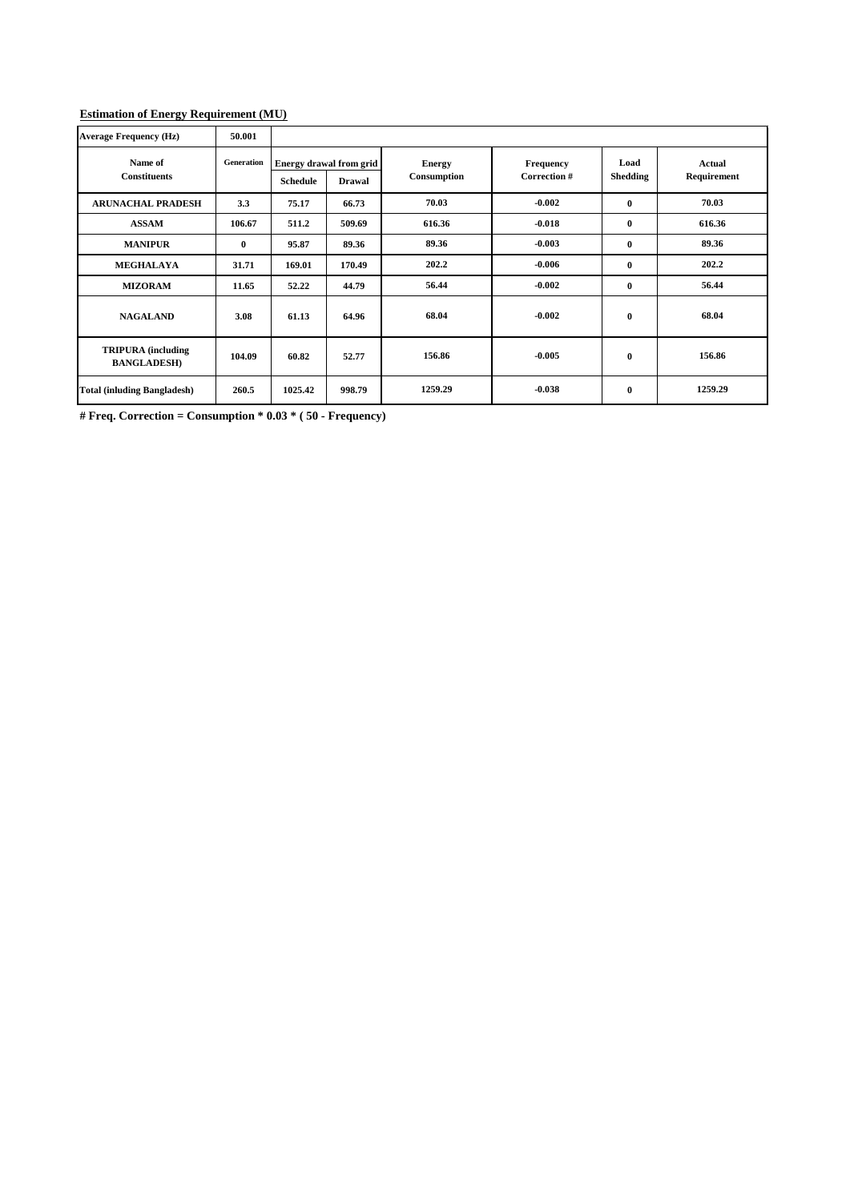**Estimation of Energy Requirement (MU)**

| Average Frequency (Hz) | 50.001 | | | | | | |
|---|---|---|---|---|---|---|---|
| Name of Constituents | Generation | Energy drawal from grid | | Energy Consumption | Frequency Correction # | Load Shedding | Actual Requirement |
| | | Schedule | Drawal | | | | |
| ARUNACHAL PRADESH | 3.3 | 75.17 | 66.73 | 70.03 | -0.002 | 0 | 70.03 |
| ASSAM | 106.67 | 511.2 | 509.69 | 616.36 | -0.018 | 0 | 616.36 |
| MANIPUR | 0 | 95.87 | 89.36 | 89.36 | -0.003 | 0 | 89.36 |
| MEGHALAYA | 31.71 | 169.01 | 170.49 | 202.2 | -0.006 | 0 | 202.2 |
| MIZORAM | 11.65 | 52.22 | 44.79 | 56.44 | -0.002 | 0 | 56.44 |
| NAGALAND | 3.08 | 61.13 | 64.96 | 68.04 | -0.002 | 0 | 68.04 |
| TRIPURA (including BANGLADESH) | 104.09 | 60.82 | 52.77 | 156.86 | -0.005 | 0 | 156.86 |
| Total (inluding Bangladesh) | 260.5 | 1025.42 | 998.79 | 1259.29 | -0.038 | 0 | 1259.29 |

**# Freq. Correction = Consumption * 0.03 * ( 50 - Frequency)**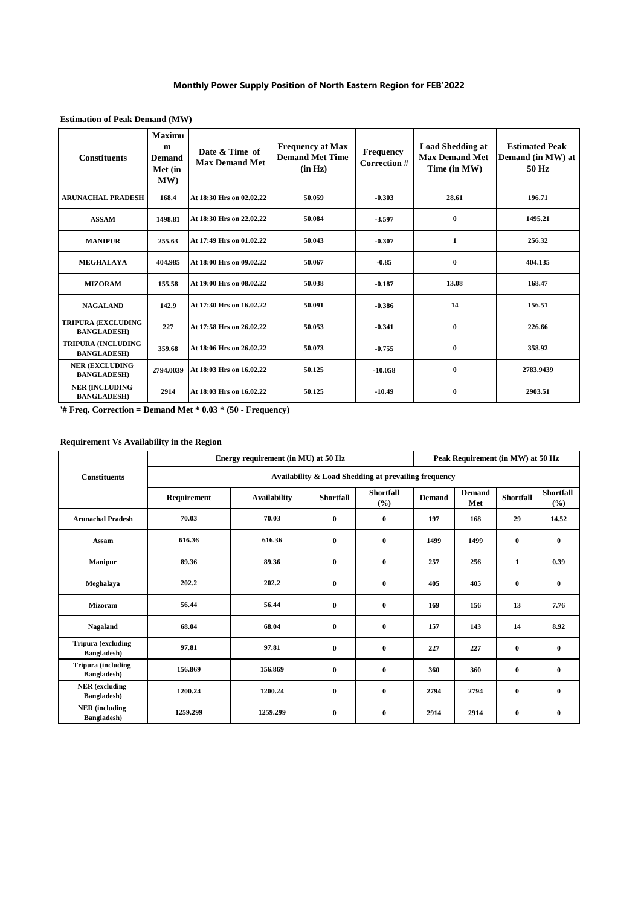## Monthly Power Supply Position of North Eastern Region for FEB'2022

**Estimation of Peak Demand (MW)**

| Constituents | Maximum Demand Met (in MW) | Date & Time of Max Demand Met | Frequency at Max Demand Met Time (in Hz) | Frequency Correction # | Load Shedding at Max Demand Met Time (in MW) | Estimated Peak Demand (in MW) at 50 Hz |
|---|---|---|---|---|---|---|
| ARUNACHAL PRADESH | 168.4 | At 18:30 Hrs on 02.02.22 | 50.059 | -0.303 | 28.61 | 196.71 |
| ASSAM | 1498.81 | At 18:30 Hrs on 22.02.22 | 50.084 | -3.597 | 0 | 1495.21 |
| MANIPUR | 255.63 | At 17:49 Hrs on 01.02.22 | 50.043 | -0.307 | 1 | 256.32 |
| MEGHALAYA | 404.985 | At 18:00 Hrs on 09.02.22 | 50.067 | -0.85 | 0 | 404.135 |
| MIZORAM | 155.58 | At 19:00 Hrs on 08.02.22 | 50.038 | -0.187 | 13.08 | 168.47 |
| NAGALAND | 142.9 | At 17:30 Hrs on 16.02.22 | 50.091 | -0.386 | 14 | 156.51 |
| TRIPURA (EXCLUDING BANGLADESH) | 227 | At 17:58 Hrs on 26.02.22 | 50.053 | -0.341 | 0 | 226.66 |
| TRIPURA (INCLUDING BANGLADESH) | 359.68 | At 18:06 Hrs on 26.02.22 | 50.073 | -0.755 | 0 | 358.92 |
| NER (EXCLUDING BANGLADESH) | 2794.0039 | At 18:03 Hrs on 16.02.22 | 50.125 | -10.058 | 0 | 2783.9439 |
| NER (INCLUDING BANGLADESH) | 2914 | At 18:03 Hrs on 16.02.22 | 50.125 | -10.49 | 0 | 2903.51 |

**'# Freq. Correction = Demand Met * 0.03 * (50 - Frequency)**

**Requirement Vs Availability in the Region**

| Constituents | Energy requirement (in MU) at 50 Hz | | | | Peak Requirement (in MW) at 50 Hz | | | |
|---|---|---|---|---|---|---|---|---|
| | Availability & Load Shedding at prevailing frequency | | | | | | | |
| | Requirement | Availability | Shortfall | Shortfall (%) | Demand | Demand Met | Shortfall | Shortfall (%) |
| Arunachal Pradesh | 70.03 | 70.03 | 0 | 0 | 197 | 168 | 29 | 14.52 |
| Assam | 616.36 | 616.36 | 0 | 0 | 1499 | 1499 | 0 | 0 |
| Manipur | 89.36 | 89.36 | 0 | 0 | 257 | 256 | 1 | 0.39 |
| Meghalaya | 202.2 | 202.2 | 0 | 0 | 405 | 405 | 0 | 0 |
| Mizoram | 56.44 | 56.44 | 0 | 0 | 169 | 156 | 13 | 7.76 |
| Nagaland | 68.04 | 68.04 | 0 | 0 | 157 | 143 | 14 | 8.92 |
| Tripura (excluding Bangladesh) | 97.81 | 97.81 | 0 | 0 | 227 | 227 | 0 | 0 |
| Tripura (including Bangladesh) | 156.869 | 156.869 | 0 | 0 | 360 | 360 | 0 | 0 |
| NER (excluding Bangladesh) | 1200.24 | 1200.24 | 0 | 0 | 2794 | 2794 | 0 | 0 |
| NER (including Bangladesh) | 1259.299 | 1259.299 | 0 | 0 | 2914 | 2914 | 0 | 0 |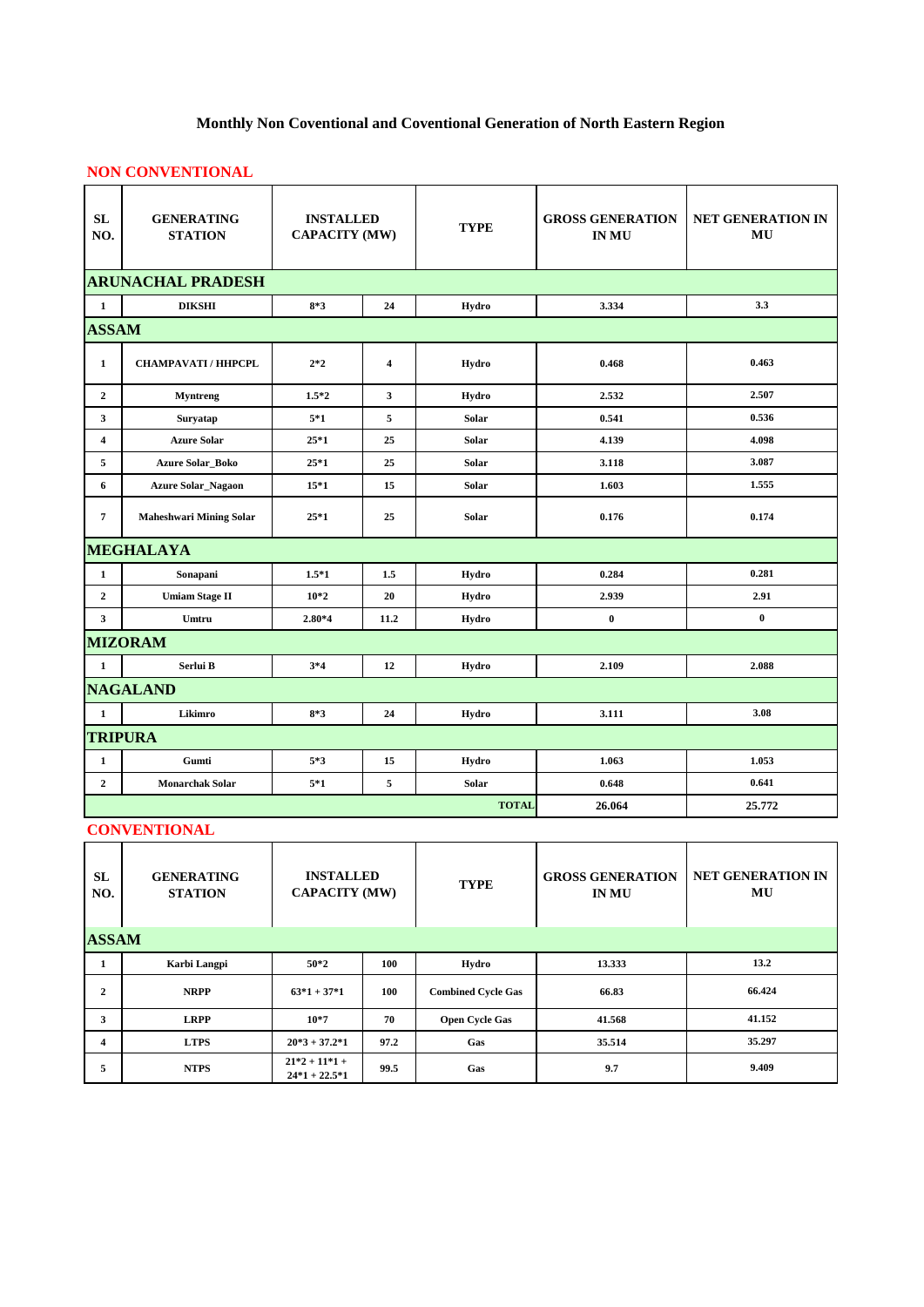# Monthly Non Coventional and Coventional Generation of North Eastern Region

## NON CONVENTIONAL

| SL NO. | GENERATING STATION | INSTALLED CAPACITY (MW) | | TYPE | GROSS GENERATION IN MU | NET GENERATION IN MU |
|---|---|---|---|---|---|---|
| **ARUNACHAL PRADESH** | | | | | | |
| 1 | DIKSHI | 8*3 | 24 | Hydro | 3.334 | 3.3 |
| **ASSAM** | | | | | | |
| 1 | CHAMPAVATI / HHPCPL | 2*2 | 4 | Hydro | 0.468 | 0.463 |
| 2 | Myntreng | 1.5*2 | 3 | Hydro | 2.532 | 2.507 |
| 3 | Suryatap | 5*1 | 5 | Solar | 0.541 | 0.536 |
| 4 | Azure Solar | 25*1 | 25 | Solar | 4.139 | 4.098 |
| 5 | Azure Solar_Boko | 25*1 | 25 | Solar | 3.118 | 3.087 |
| 6 | Azure Solar_Nagaon | 15*1 | 15 | Solar | 1.603 | 1.555 |
| 7 | Maheshwari Mining Solar | 25*1 | 25 | Solar | 0.176 | 0.174 |
| **MEGHALAYA** | | | | | | |
| 1 | Sonapani | 1.5*1 | 1.5 | Hydro | 0.284 | 0.281 |
| 2 | Umiam Stage II | 10*2 | 20 | Hydro | 2.939 | 2.91 |
| 3 | Umtru | 2.80*4 | 11.2 | Hydro | 0 | 0 |
| **MIZORAM** | | | | | | |
| 1 | Serlui B | 3*4 | 12 | Hydro | 2.109 | 2.088 |
| **NAGALAND** | | | | | | |
| 1 | Likimro | 8*3 | 24 | Hydro | 3.111 | 3.08 |
| **TRIPURA** | | | | | | |
| 1 | Gumti | 5*3 | 15 | Hydro | 1.063 | 1.053 |
| 2 | Monarchak Solar | 5*1 | 5 | Solar | 0.648 | 0.641 |
| | | | | **TOTAL** | 26.064 | 25.772 |

## CONVENTIONAL

| SL NO. | GENERATING STATION | INSTALLED CAPACITY (MW) | | TYPE | GROSS GENERATION IN MU | NET GENERATION IN MU |
|---|---|---|---|---|---|---|
| **ASSAM** | | | | | | |
| 1 | Karbi Langpi | 50*2 | 100 | Hydro | 13.333 | 13.2 |
| 2 | NRPP | 63*1 + 37*1 | 100 | Combined Cycle Gas | 66.83 | 66.424 |
| 3 | LRPP | 10*7 | 70 | Open Cycle Gas | 41.568 | 41.152 |
| 4 | LTPS | 20*3 + 37.2*1 | 97.2 | Gas | 35.514 | 35.297 |
| 5 | NTPS | 21*2 + 11*1 + 24*1 + 22.5*1 | 99.5 | Gas | 9.7 | 9.409 |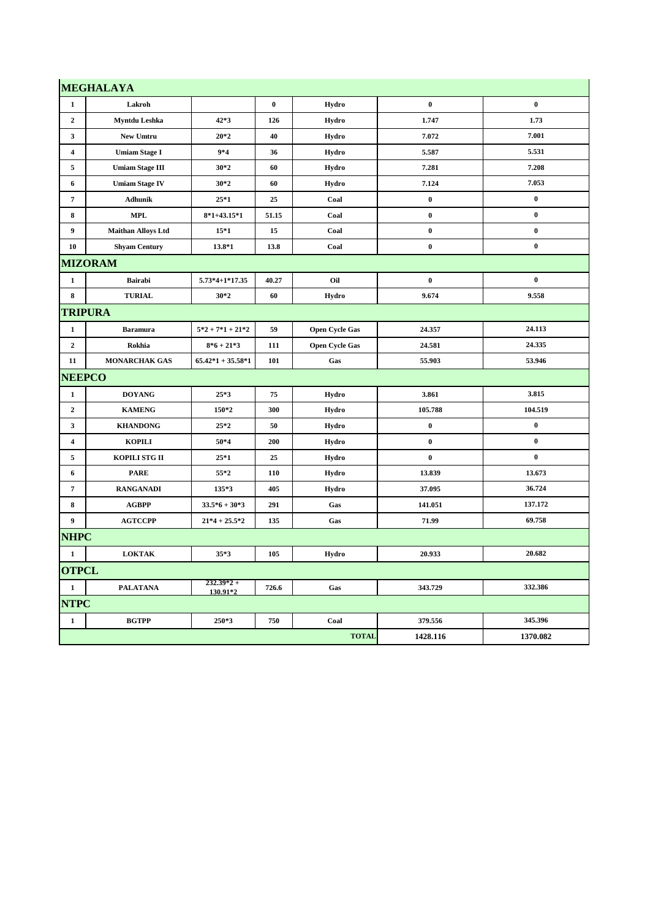| | | | | | | |
|---|---|---|---|---|---|---|
| **MEGHALAYA** | | | | | | |
| 1 | Lakroh | | 0 | Hydro | 0 | 0 |
| 2 | Myntdu Leshka | 42*3 | 126 | Hydro | 1.747 | 1.73 |
| 3 | New Umtru | 20*2 | 40 | Hydro | 7.072 | 7.001 |
| 4 | Umiam Stage I | 9*4 | 36 | Hydro | 5.587 | 5.531 |
| 5 | Umiam Stage III | 30*2 | 60 | Hydro | 7.281 | 7.208 |
| 6 | Umiam Stage IV | 30*2 | 60 | Hydro | 7.124 | 7.053 |
| 7 | Adhunik | 25*1 | 25 | Coal | 0 | 0 |
| 8 | MPL | 8*1+43.15*1 | 51.15 | Coal | 0 | 0 |
| 9 | Maithan Alloys Ltd | 15*1 | 15 | Coal | 0 | 0 |
| 10 | Shyam Century | 13.8*1 | 13.8 | Coal | 0 | 0 |
| **MIZORAM** | | | | | | |
| 1 | Bairabi | 5.73*4+1*17.35 | 40.27 | Oil | 0 | 0 |
| 8 | TURIAL | 30*2 | 60 | Hydro | 9.674 | 9.558 |
| **TRIPURA** | | | | | | |
| 1 | Baramura | 5*2 + 7*1 + 21*2 | 59 | Open Cycle Gas | 24.357 | 24.113 |
| 2 | Rokhia | 8*6 + 21*3 | 111 | Open Cycle Gas | 24.581 | 24.335 |
| 11 | MONARCHAK GAS | 65.42*1 + 35.58*1 | 101 | Gas | 55.903 | 53.946 |
| **NEEPCO** | | | | | | |
| 1 | DOYANG | 25*3 | 75 | Hydro | 3.861 | 3.815 |
| 2 | KAMENG | 150*2 | 300 | Hydro | 105.788 | 104.519 |
| 3 | KHANDONG | 25*2 | 50 | Hydro | 0 | 0 |
| 4 | KOPILI | 50*4 | 200 | Hydro | 0 | 0 |
| 5 | KOPILI STG II | 25*1 | 25 | Hydro | 0 | 0 |
| 6 | PARE | 55*2 | 110 | Hydro | 13.839 | 13.673 |
| 7 | RANGANADI | 135*3 | 405 | Hydro | 37.095 | 36.724 |
| 8 | AGBPP | 33.5*6 + 30*3 | 291 | Gas | 141.051 | 137.172 |
| 9 | AGTCCPP | 21*4 + 25.5*2 | 135 | Gas | 71.99 | 69.758 |
| **NHPC** | | | | | | |
| 1 | LOKTAK | 35*3 | 105 | Hydro | 20.933 | 20.682 |
| **OTPCL** | | | | | | |
| 1 | PALATANA | 232.39*2 + 130.91*2 | 726.6 | Gas | 343.729 | 332.386 |
| **NTPC** | | | | | | |
| 1 | BGTPP | 250*3 | 750 | Coal | 379.556 | 345.396 |
| | | | | **TOTAL** | **1428.116** | **1370.082** |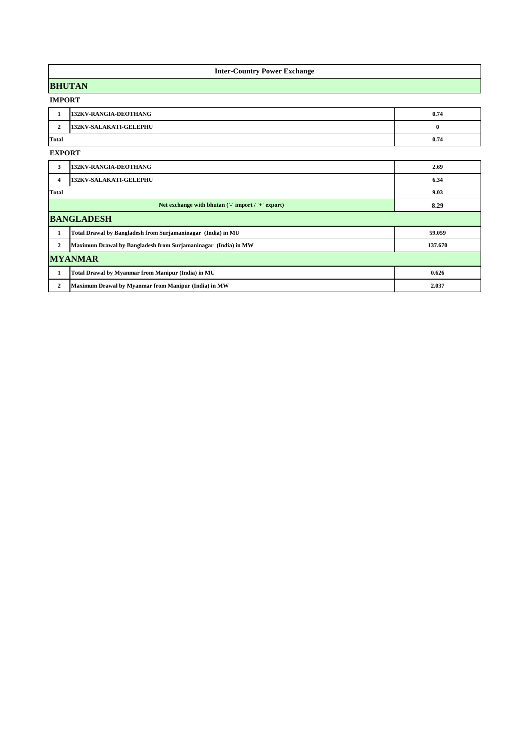## Inter-Country Power Exchange

### BHUTAN

**IMPORT**

| | | |
|---|---|---|
| 1 | 132KV-RANGIA-DEOTHANG | 0.74 |
| 2 | 132KV-SALAKATI-GELEPHU | 0 |
| Total | | 0.74 |

**EXPORT**

| | | |
|---|---|---|
| 3 | 132KV-RANGIA-DEOTHANG | 2.69 |
| 4 | 132KV-SALAKATI-GELEPHU | 6.34 |
| Total | | 9.03 |
| | Net exchange with bhutan ('-' import / '+' export) | 8.29 |

### BANGLADESH

| | | |
|---|---|---|
| 1 | Total Drawal by Bangladesh from Surjamaninagar (India) in MU | 59.059 |
| 2 | Maximum Drawal by Bangladesh from Surjamaninagar (India) in MW | 137.670 |

### MYANMAR

| | | |
|---|---|---|
| 1 | Total Drawal by Myanmar from Manipur (India) in MU | 0.626 |
| 2 | Maximum Drawal by Myanmar from Manipur (India) in MW | 2.037 |